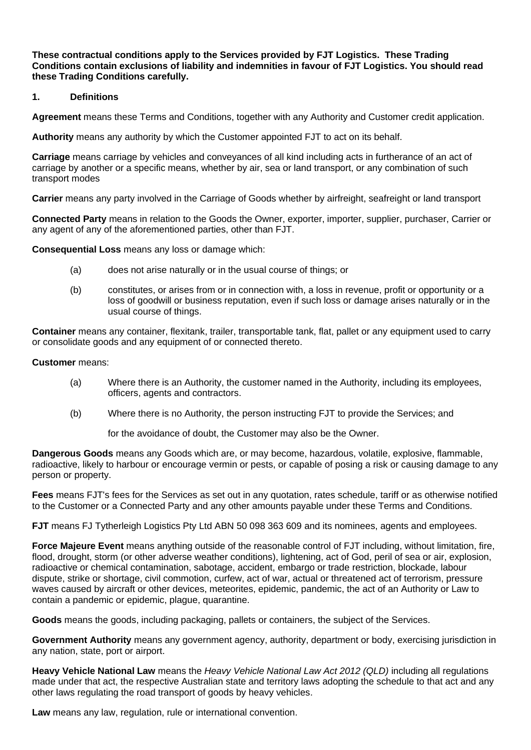**These contractual conditions apply to the Services provided by FJT Logistics. These Trading Conditions contain exclusions of liability and indemnities in favour of FJT Logistics. You should read these Trading Conditions carefully.**

## 1. Definitions

**Agreement** means these Terms and Conditions, together with any Authority and Customer credit application.

**Authority** means any authority by which the Customer appointed FJT to act on its behalf.

**Carriage** means carriage by vehicles and conveyances of all kind including acts in furtherance of an act of carriage by another or a specific means, whether by air, sea or land transport, or any combination of such transport modes

**Carrier** means any party involved in the Carriage of Goods whether by airfreight, seafreight or land transport

**Connected Party** means in relation to the Goods the Owner, exporter, importer, supplier, purchaser, Carrier or any agent of any of the aforementioned parties, other than FJT.

**Consequential Loss** means any loss or damage which:

(a) does not arise naturally or in the usual course of things; or

(b) constitutes, or arises from or in connection with, a loss in revenue, profit or opportunity or a loss of goodwill or business reputation, even if such loss or damage arises naturally or in the usual course of things.

**Container** means any container, flexitank, trailer, transportable tank, flat, pallet or any equipment used to carry or consolidate goods and any equipment of or connected thereto.

**Customer** means:

(a) Where there is an Authority, the customer named in the Authority, including its employees, officers, agents and contractors.

(b) Where there is no Authority, the person instructing FJT to provide the Services; and

for the avoidance of doubt, the Customer may also be the Owner.

**Dangerous Goods** means any Goods which are, or may become, hazardous, volatile, explosive, flammable, radioactive, likely to harbour or encourage vermin or pests, or capable of posing a risk or causing damage to any person or property.

**Fees** means FJT's fees for the Services as set out in any quotation, rates schedule, tariff or as otherwise notified to the Customer or a Connected Party and any other amounts payable under these Terms and Conditions.

**FJT** means FJ Tytherleigh Logistics Pty Ltd ABN 50 098 363 609 and its nominees, agents and employees.

**Force Majeure Event** means anything outside of the reasonable control of FJT including, without limitation, fire, flood, drought, storm (or other adverse weather conditions), lightening, act of God, peril of sea or air, explosion, radioactive or chemical contamination, sabotage, accident, embargo or trade restriction, blockade, labour dispute, strike or shortage, civil commotion, curfew, act of war, actual or threatened act of terrorism, pressure waves caused by aircraft or other devices, meteorites, epidemic, pandemic, the act of an Authority or Law to contain a pandemic or epidemic, plague, quarantine.

**Goods** means the goods, including packaging, pallets or containers, the subject of the Services.

**Government Authority** means any government agency, authority, department or body, exercising jurisdiction in any nation, state, port or airport.

**Heavy Vehicle National Law** means the *Heavy Vehicle National Law Act 2012 (QLD)* including all regulations made under that act, the respective Australian state and territory laws adopting the schedule to that act and any other laws regulating the road transport of goods by heavy vehicles.

**Law** means any law, regulation, rule or international convention.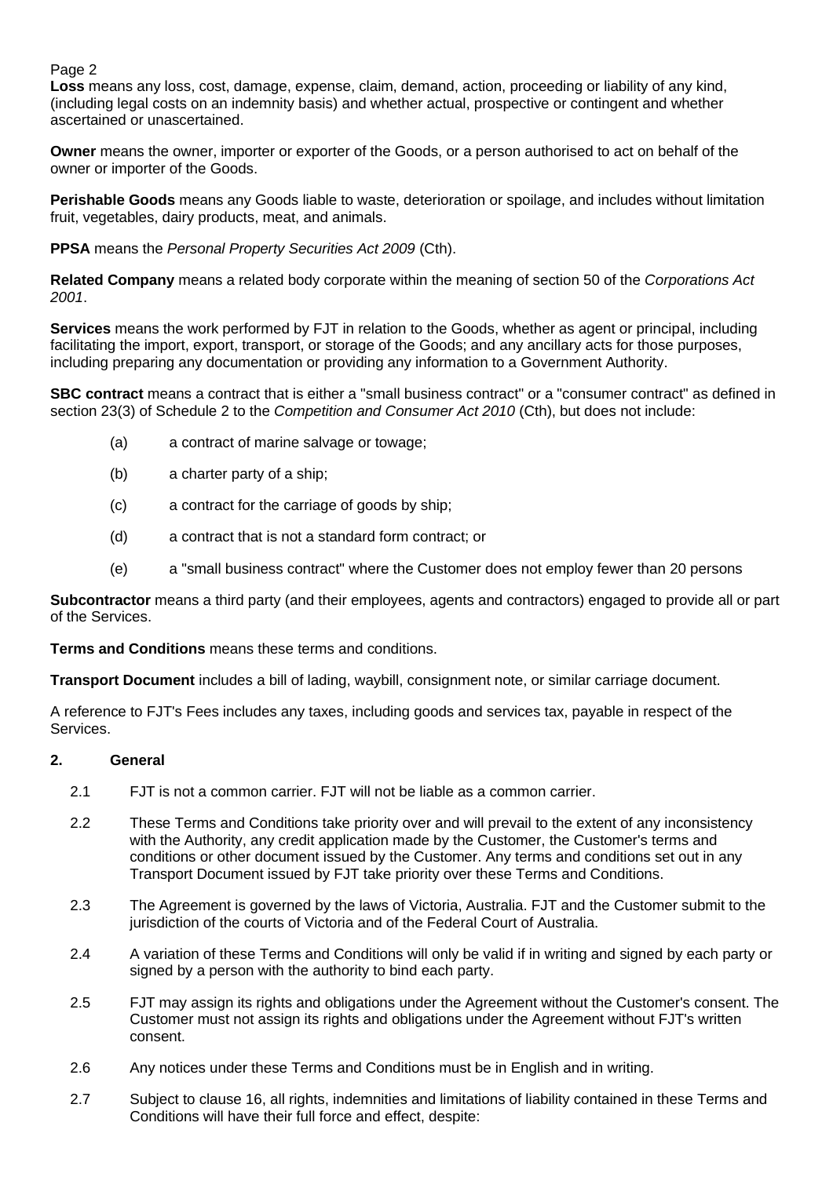**Loss** means any loss, cost, damage, expense, claim, demand, action, proceeding or liability of any kind, (including legal costs on an indemnity basis) and whether actual, prospective or contingent and whether ascertained or unascertained.

**Owner** means the owner, importer or exporter of the Goods, or a person authorised to act on behalf of the owner or importer of the Goods.

**Perishable Goods** means any Goods liable to waste, deterioration or spoilage, and includes without limitation fruit, vegetables, dairy products, meat, and animals.

**PPSA** means the *Personal Property Securities Act 2009* (Cth).

**Related Company** means a related body corporate within the meaning of section 50 of the *Corporations Act 2001*.

**Services** means the work performed by FJT in relation to the Goods, whether as agent or principal, including facilitating the import, export, transport, or storage of the Goods; and any ancillary acts for those purposes, including preparing any documentation or providing any information to a Government Authority.

**SBC contract** means a contract that is either a "small business contract" or a "consumer contract" as defined in section 23(3) of Schedule 2 to the *Competition and Consumer Act 2010* (Cth), but does not include:

(a) a contract of marine salvage or towage;

(b) a charter party of a ship;

(c) a contract for the carriage of goods by ship;

(d) a contract that is not a standard form contract; or

(e) a "small business contract" where the Customer does not employ fewer than 20 persons

**Subcontractor** means a third party (and their employees, agents and contractors) engaged to provide all or part of the Services.

**Terms and Conditions** means these terms and conditions.

**Transport Document** includes a bill of lading, waybill, consignment note, or similar carriage document.

A reference to FJT's Fees includes any taxes, including goods and services tax, payable in respect of the Services.

## 2. General

2.1 FJT is not a common carrier. FJT will not be liable as a common carrier.

2.2 These Terms and Conditions take priority over and will prevail to the extent of any inconsistency with the Authority, any credit application made by the Customer, the Customer's terms and conditions or other document issued by the Customer. Any terms and conditions set out in any Transport Document issued by FJT take priority over these Terms and Conditions.

2.3 The Agreement is governed by the laws of Victoria, Australia. FJT and the Customer submit to the jurisdiction of the courts of Victoria and of the Federal Court of Australia.

2.4 A variation of these Terms and Conditions will only be valid if in writing and signed by each party or signed by a person with the authority to bind each party.

2.5 FJT may assign its rights and obligations under the Agreement without the Customer's consent. The Customer must not assign its rights and obligations under the Agreement without FJT's written consent.

2.6 Any notices under these Terms and Conditions must be in English and in writing.

2.7 Subject to clause 16, all rights, indemnities and limitations of liability contained in these Terms and Conditions will have their full force and effect, despite: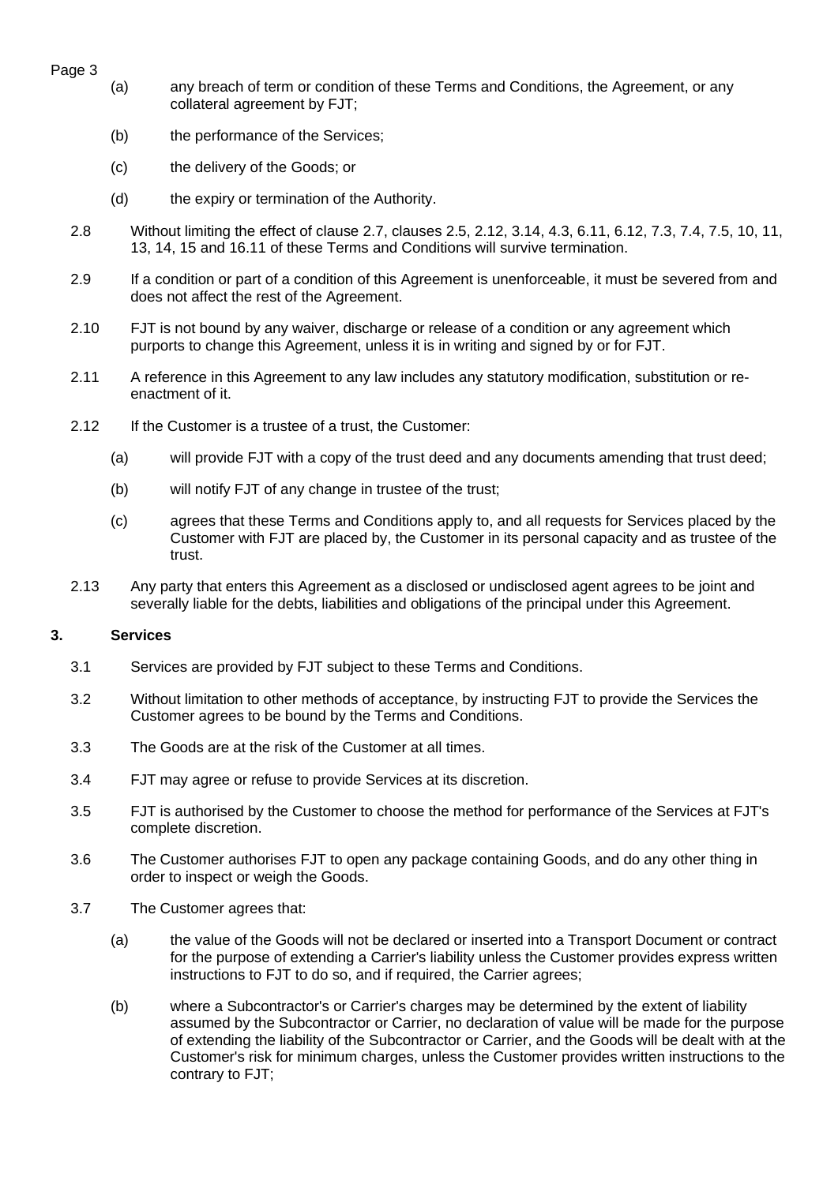(a) any breach of term or condition of these Terms and Conditions, the Agreement, or any collateral agreement by FJT;

(b) the performance of the Services;

(c) the delivery of the Goods; or

(d) the expiry or termination of the Authority.

2.8 Without limiting the effect of clause 2.7, clauses 2.5, 2.12, 3.14, 4.3, 6.11, 6.12, 7.3, 7.4, 7.5, 10, 11, 13, 14, 15 and 16.11 of these Terms and Conditions will survive termination.

2.9 If a condition or part of a condition of this Agreement is unenforceable, it must be severed from and does not affect the rest of the Agreement.

2.10 FJT is not bound by any waiver, discharge or release of a condition or any agreement which purports to change this Agreement, unless it is in writing and signed by or for FJT.

2.11 A reference in this Agreement to any law includes any statutory modification, substitution or re-enactment of it.

2.12 If the Customer is a trustee of a trust, the Customer:

(a) will provide FJT with a copy of the trust deed and any documents amending that trust deed;

(b) will notify FJT of any change in trustee of the trust;

(c) agrees that these Terms and Conditions apply to, and all requests for Services placed by the Customer with FJT are placed by, the Customer in its personal capacity and as trustee of the trust.

2.13 Any party that enters this Agreement as a disclosed or undisclosed agent agrees to be joint and severally liable for the debts, liabilities and obligations of the principal under this Agreement.

## 3. Services

3.1 Services are provided by FJT subject to these Terms and Conditions.

3.2 Without limitation to other methods of acceptance, by instructing FJT to provide the Services the Customer agrees to be bound by the Terms and Conditions.

3.3 The Goods are at the risk of the Customer at all times.

3.4 FJT may agree or refuse to provide Services at its discretion.

3.5 FJT is authorised by the Customer to choose the method for performance of the Services at FJT's complete discretion.

3.6 The Customer authorises FJT to open any package containing Goods, and do any other thing in order to inspect or weigh the Goods.

3.7 The Customer agrees that:

(a) the value of the Goods will not be declared or inserted into a Transport Document or contract for the purpose of extending a Carrier's liability unless the Customer provides express written instructions to FJT to do so, and if required, the Carrier agrees;

(b) where a Subcontractor's or Carrier's charges may be determined by the extent of liability assumed by the Subcontractor or Carrier, no declaration of value will be made for the purpose of extending the liability of the Subcontractor or Carrier, and the Goods will be dealt with at the Customer's risk for minimum charges, unless the Customer provides written instructions to the contrary to FJT;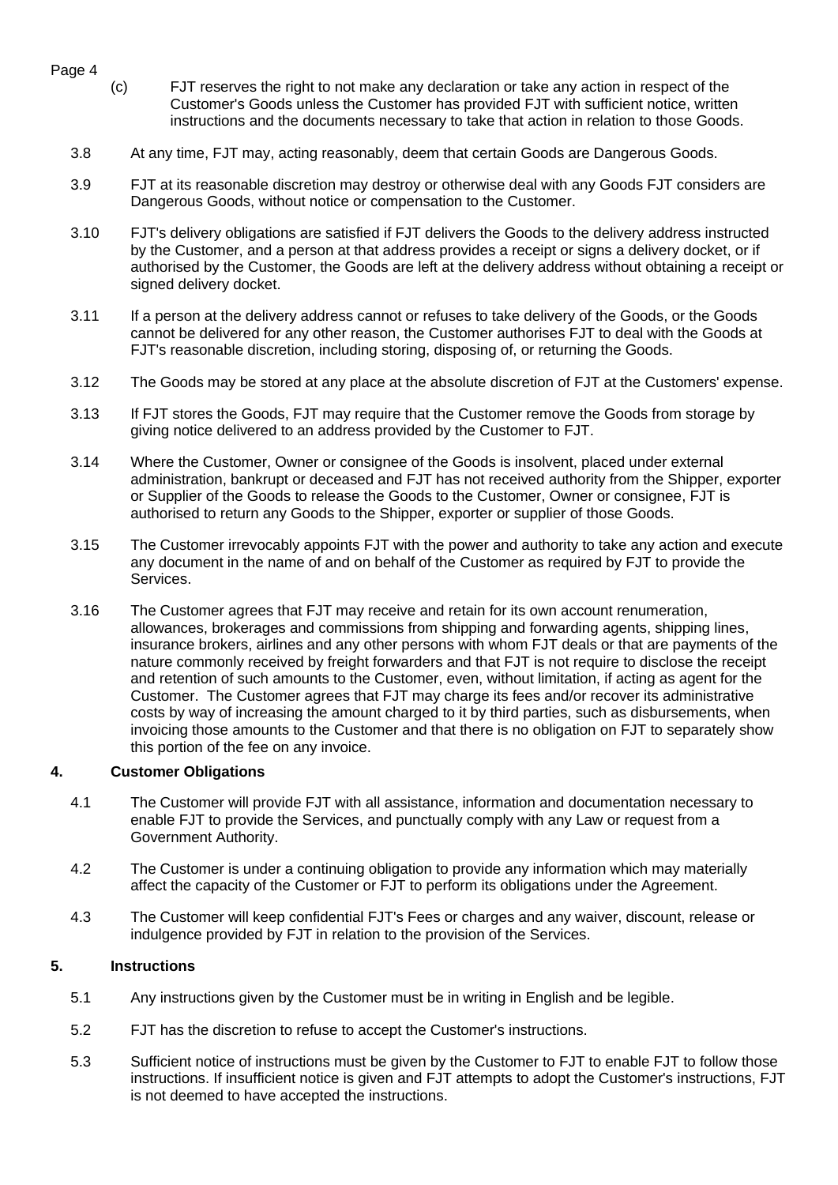(c) FJT reserves the right to not make any declaration or take any action in respect of the Customer's Goods unless the Customer has provided FJT with sufficient notice, written instructions and the documents necessary to take that action in relation to those Goods.

3.8 At any time, FJT may, acting reasonably, deem that certain Goods are Dangerous Goods.

3.9 FJT at its reasonable discretion may destroy or otherwise deal with any Goods FJT considers are Dangerous Goods, without notice or compensation to the Customer.

3.10 FJT's delivery obligations are satisfied if FJT delivers the Goods to the delivery address instructed by the Customer, and a person at that address provides a receipt or signs a delivery docket, or if authorised by the Customer, the Goods are left at the delivery address without obtaining a receipt or signed delivery docket.

3.11 If a person at the delivery address cannot or refuses to take delivery of the Goods, or the Goods cannot be delivered for any other reason, the Customer authorises FJT to deal with the Goods at FJT's reasonable discretion, including storing, disposing of, or returning the Goods.

3.12 The Goods may be stored at any place at the absolute discretion of FJT at the Customers' expense.

3.13 If FJT stores the Goods, FJT may require that the Customer remove the Goods from storage by giving notice delivered to an address provided by the Customer to FJT.

3.14 Where the Customer, Owner or consignee of the Goods is insolvent, placed under external administration, bankrupt or deceased and FJT has not received authority from the Shipper, exporter or Supplier of the Goods to release the Goods to the Customer, Owner or consignee, FJT is authorised to return any Goods to the Shipper, exporter or supplier of those Goods.

3.15 The Customer irrevocably appoints FJT with the power and authority to take any action and execute any document in the name of and on behalf of the Customer as required by FJT to provide the Services.

3.16 The Customer agrees that FJT may receive and retain for its own account renumeration, allowances, brokerages and commissions from shipping and forwarding agents, shipping lines, insurance brokers, airlines and any other persons with whom FJT deals or that are payments of the nature commonly received by freight forwarders and that FJT is not require to disclose the receipt and retention of such amounts to the Customer, even, without limitation, if acting as agent for the Customer. The Customer agrees that FJT may charge its fees and/or recover its administrative costs by way of increasing the amount charged to it by third parties, such as disbursements, when invoicing those amounts to the Customer and that there is no obligation on FJT to separately show this portion of the fee on any invoice.

## 4. Customer Obligations

4.1 The Customer will provide FJT with all assistance, information and documentation necessary to enable FJT to provide the Services, and punctually comply with any Law or request from a Government Authority.

4.2 The Customer is under a continuing obligation to provide any information which may materially affect the capacity of the Customer or FJT to perform its obligations under the Agreement.

4.3 The Customer will keep confidential FJT's Fees or charges and any waiver, discount, release or indulgence provided by FJT in relation to the provision of the Services.

## 5. Instructions

5.1 Any instructions given by the Customer must be in writing in English and be legible.

5.2 FJT has the discretion to refuse to accept the Customer's instructions.

5.3 Sufficient notice of instructions must be given by the Customer to FJT to enable FJT to follow those instructions. If insufficient notice is given and FJT attempts to adopt the Customer's instructions, FJT is not deemed to have accepted the instructions.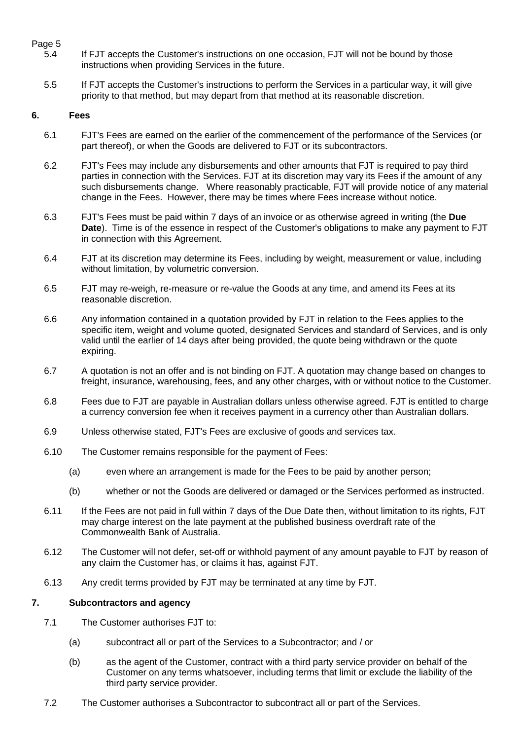5.4 If FJT accepts the Customer's instructions on one occasion, FJT will not be bound by those instructions when providing Services in the future.

5.5 If FJT accepts the Customer's instructions to perform the Services in a particular way, it will give priority to that method, but may depart from that method at its reasonable discretion.

## 6. Fees

6.1 FJT's Fees are earned on the earlier of the commencement of the performance of the Services (or part thereof), or when the Goods are delivered to FJT or its subcontractors.

6.2 FJT's Fees may include any disbursements and other amounts that FJT is required to pay third parties in connection with the Services. FJT at its discretion may vary its Fees if the amount of any such disbursements change. Where reasonably practicable, FJT will provide notice of any material change in the Fees. However, there may be times where Fees increase without notice.

6.3 FJT's Fees must be paid within 7 days of an invoice or as otherwise agreed in writing (the **Due Date**). Time is of the essence in respect of the Customer's obligations to make any payment to FJT in connection with this Agreement.

6.4 FJT at its discretion may determine its Fees, including by weight, measurement or value, including without limitation, by volumetric conversion.

6.5 FJT may re-weigh, re-measure or re-value the Goods at any time, and amend its Fees at its reasonable discretion.

6.6 Any information contained in a quotation provided by FJT in relation to the Fees applies to the specific item, weight and volume quoted, designated Services and standard of Services, and is only valid until the earlier of 14 days after being provided, the quote being withdrawn or the quote expiring.

6.7 A quotation is not an offer and is not binding on FJT. A quotation may change based on changes to freight, insurance, warehousing, fees, and any other charges, with or without notice to the Customer.

6.8 Fees due to FJT are payable in Australian dollars unless otherwise agreed. FJT is entitled to charge a currency conversion fee when it receives payment in a currency other than Australian dollars.

6.9 Unless otherwise stated, FJT's Fees are exclusive of goods and services tax.

6.10 The Customer remains responsible for the payment of Fees:

(a) even where an arrangement is made for the Fees to be paid by another person;

(b) whether or not the Goods are delivered or damaged or the Services performed as instructed.

6.11 If the Fees are not paid in full within 7 days of the Due Date then, without limitation to its rights, FJT may charge interest on the late payment at the published business overdraft rate of the Commonwealth Bank of Australia.

6.12 The Customer will not defer, set-off or withhold payment of any amount payable to FJT by reason of any claim the Customer has, or claims it has, against FJT.

6.13 Any credit terms provided by FJT may be terminated at any time by FJT.

## 7. Subcontractors and agency

7.1 The Customer authorises FJT to:

(a) subcontract all or part of the Services to a Subcontractor; and / or

(b) as the agent of the Customer, contract with a third party service provider on behalf of the Customer on any terms whatsoever, including terms that limit or exclude the liability of the third party service provider.

7.2 The Customer authorises a Subcontractor to subcontract all or part of the Services.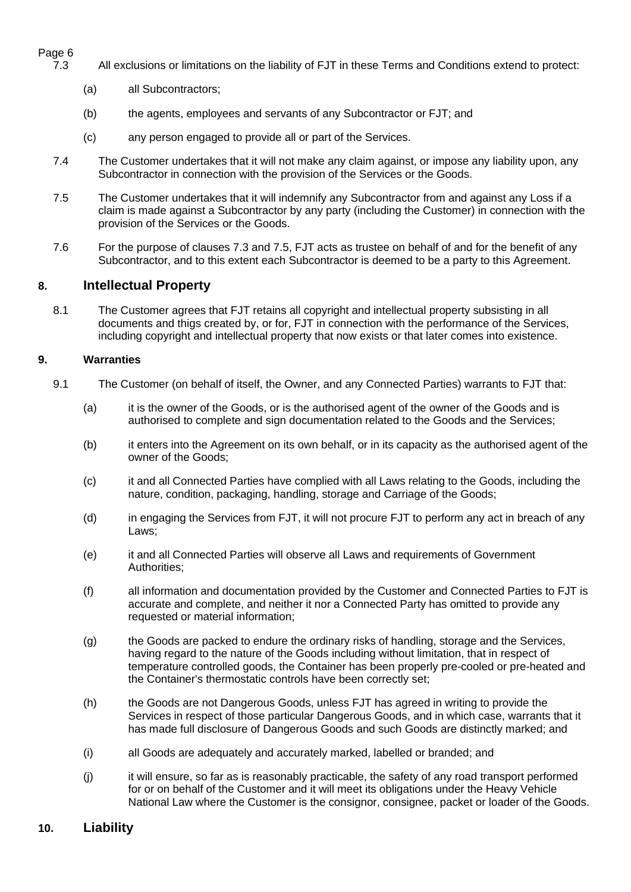7.3 All exclusions or limitations on the liability of FJT in these Terms and Conditions extend to protect:

(a) all Subcontractors;

(b) the agents, employees and servants of any Subcontractor or FJT; and

(c) any person engaged to provide all or part of the Services.

7.4 The Customer undertakes that it will not make any claim against, or impose any liability upon, any Subcontractor in connection with the provision of the Services or the Goods.

7.5 The Customer undertakes that it will indemnify any Subcontractor from and against any Loss if a claim is made against a Subcontractor by any party (including the Customer) in connection with the provision of the Services or the Goods.

7.6 For the purpose of clauses 7.3 and 7.5, FJT acts as trustee on behalf of and for the benefit of any Subcontractor, and to this extent each Subcontractor is deemed to be a party to this Agreement.

## 8. Intellectual Property

8.1 The Customer agrees that FJT retains all copyright and intellectual property subsisting in all documents and thigs created by, or for, FJT in connection with the performance of the Services, including copyright and intellectual property that now exists or that later comes into existence.

**9. Warranties**

9.1 The Customer (on behalf of itself, the Owner, and any Connected Parties) warrants to FJT that:

(a) it is the owner of the Goods, or is the authorised agent of the owner of the Goods and is authorised to complete and sign documentation related to the Goods and the Services;

(b) it enters into the Agreement on its own behalf, or in its capacity as the authorised agent of the owner of the Goods;

(c) it and all Connected Parties have complied with all Laws relating to the Goods, including the nature, condition, packaging, handling, storage and Carriage of the Goods;

(d) in engaging the Services from FJT, it will not procure FJT to perform any act in breach of any Laws;

(e) it and all Connected Parties will observe all Laws and requirements of Government Authorities;

(f) all information and documentation provided by the Customer and Connected Parties to FJT is accurate and complete, and neither it nor a Connected Party has omitted to provide any requested or material information;

(g) the Goods are packed to endure the ordinary risks of handling, storage and the Services, having regard to the nature of the Goods including without limitation, that in respect of temperature controlled goods, the Container has been properly pre-cooled or pre-heated and the Container's thermostatic controls have been correctly set;

(h) the Goods are not Dangerous Goods, unless FJT has agreed in writing to provide the Services in respect of those particular Dangerous Goods, and in which case, warrants that it has made full disclosure of Dangerous Goods and such Goods are distinctly marked; and

(i) all Goods are adequately and accurately marked, labelled or branded; and

(j) it will ensure, so far as is reasonably practicable, the safety of any road transport performed for or on behalf of the Customer and it will meet its obligations under the Heavy Vehicle National Law where the Customer is the consignor, consignee, packet or loader of the Goods.

## 10. Liability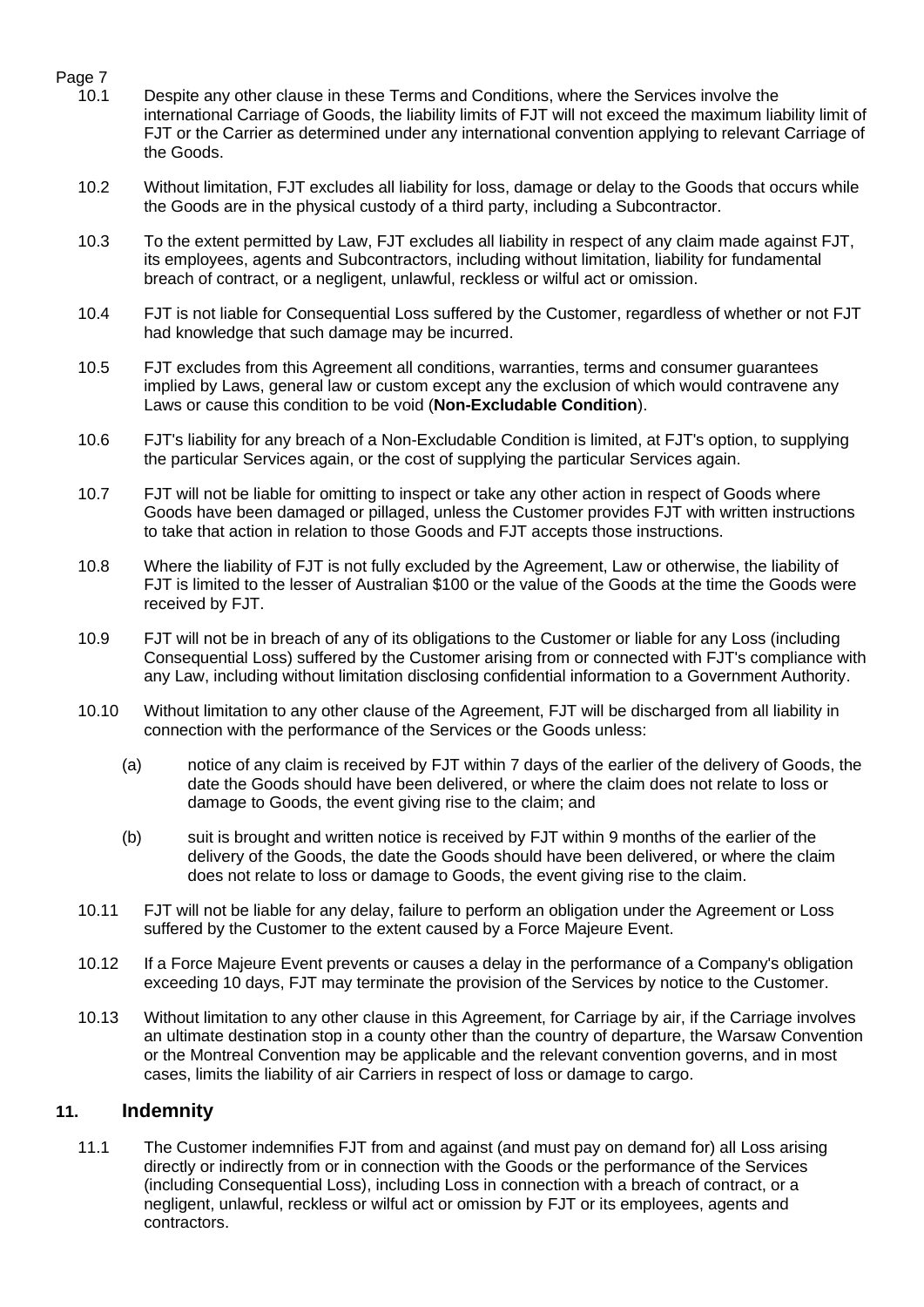10.1 Despite any other clause in these Terms and Conditions, where the Services involve the international Carriage of Goods, the liability limits of FJT will not exceed the maximum liability limit of FJT or the Carrier as determined under any international convention applying to relevant Carriage of the Goods.

10.2 Without limitation, FJT excludes all liability for loss, damage or delay to the Goods that occurs while the Goods are in the physical custody of a third party, including a Subcontractor.

10.3 To the extent permitted by Law, FJT excludes all liability in respect of any claim made against FJT, its employees, agents and Subcontractors, including without limitation, liability for fundamental breach of contract, or a negligent, unlawful, reckless or wilful act or omission.

10.4 FJT is not liable for Consequential Loss suffered by the Customer, regardless of whether or not FJT had knowledge that such damage may be incurred.

10.5 FJT excludes from this Agreement all conditions, warranties, terms and consumer guarantees implied by Laws, general law or custom except any the exclusion of which would contravene any Laws or cause this condition to be void (**Non-Excludable Condition**).

10.6 FJT's liability for any breach of a Non-Excludable Condition is limited, at FJT's option, to supplying the particular Services again, or the cost of supplying the particular Services again.

10.7 FJT will not be liable for omitting to inspect or take any other action in respect of Goods where Goods have been damaged or pillaged, unless the Customer provides FJT with written instructions to take that action in relation to those Goods and FJT accepts those instructions.

10.8 Where the liability of FJT is not fully excluded by the Agreement, Law or otherwise, the liability of FJT is limited to the lesser of Australian $100 or the value of the Goods at the time the Goods were received by FJT.

10.9 FJT will not be in breach of any of its obligations to the Customer or liable for any Loss (including Consequential Loss) suffered by the Customer arising from or connected with FJT's compliance with any Law, including without limitation disclosing confidential information to a Government Authority.

10.10 Without limitation to any other clause of the Agreement, FJT will be discharged from all liability in connection with the performance of the Services or the Goods unless:

(a) notice of any claim is received by FJT within 7 days of the earlier of the delivery of Goods, the date the Goods should have been delivered, or where the claim does not relate to loss or damage to Goods, the event giving rise to the claim; and

(b) suit is brought and written notice is received by FJT within 9 months of the earlier of the delivery of the Goods, the date the Goods should have been delivered, or where the claim does not relate to loss or damage to Goods, the event giving rise to the claim.

10.11 FJT will not be liable for any delay, failure to perform an obligation under the Agreement or Loss suffered by the Customer to the extent caused by a Force Majeure Event.

10.12 If a Force Majeure Event prevents or causes a delay in the performance of a Company's obligation exceeding 10 days, FJT may terminate the provision of the Services by notice to the Customer.

10.13 Without limitation to any other clause in this Agreement, for Carriage by air, if the Carriage involves an ultimate destination stop in a county other than the country of departure, the Warsaw Convention or the Montreal Convention may be applicable and the relevant convention governs, and in most cases, limits the liability of air Carriers in respect of loss or damage to cargo.

## 11. Indemnity

11.1 The Customer indemnifies FJT from and against (and must pay on demand for) all Loss arising directly or indirectly from or in connection with the Goods or the performance of the Services (including Consequential Loss), including Loss in connection with a breach of contract, or a negligent, unlawful, reckless or wilful act or omission by FJT or its employees, agents and contractors.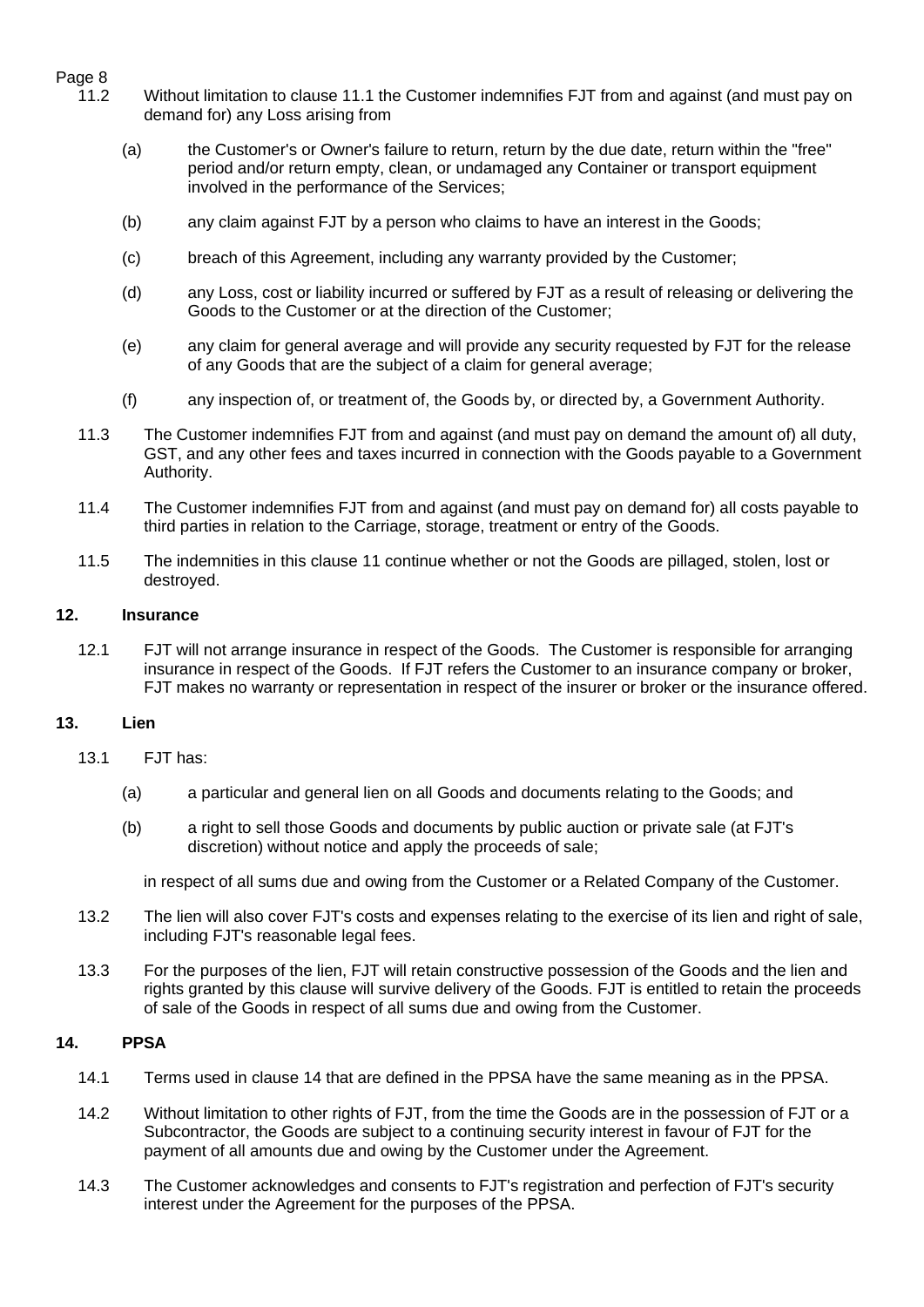11.2 Without limitation to clause 11.1 the Customer indemnifies FJT from and against (and must pay on demand for) any Loss arising from

(a) the Customer's or Owner's failure to return, return by the due date, return within the "free" period and/or return empty, clean, or undamaged any Container or transport equipment involved in the performance of the Services;

(b) any claim against FJT by a person who claims to have an interest in the Goods;

(c) breach of this Agreement, including any warranty provided by the Customer;

(d) any Loss, cost or liability incurred or suffered by FJT as a result of releasing or delivering the Goods to the Customer or at the direction of the Customer;

(e) any claim for general average and will provide any security requested by FJT for the release of any Goods that are the subject of a claim for general average;

(f) any inspection of, or treatment of, the Goods by, or directed by, a Government Authority.

11.3 The Customer indemnifies FJT from and against (and must pay on demand the amount of) all duty, GST, and any other fees and taxes incurred in connection with the Goods payable to a Government Authority.

11.4 The Customer indemnifies FJT from and against (and must pay on demand for) all costs payable to third parties in relation to the Carriage, storage, treatment or entry of the Goods.

11.5 The indemnities in this clause 11 continue whether or not the Goods are pillaged, stolen, lost or destroyed.

## 12. Insurance

12.1 FJT will not arrange insurance in respect of the Goods. The Customer is responsible for arranging insurance in respect of the Goods. If FJT refers the Customer to an insurance company or broker, FJT makes no warranty or representation in respect of the insurer or broker or the insurance offered.

## 13. Lien

13.1 FJT has:

(a) a particular and general lien on all Goods and documents relating to the Goods; and

(b) a right to sell those Goods and documents by public auction or private sale (at FJT's discretion) without notice and apply the proceeds of sale;

in respect of all sums due and owing from the Customer or a Related Company of the Customer.

13.2 The lien will also cover FJT's costs and expenses relating to the exercise of its lien and right of sale, including FJT's reasonable legal fees.

13.3 For the purposes of the lien, FJT will retain constructive possession of the Goods and the lien and rights granted by this clause will survive delivery of the Goods. FJT is entitled to retain the proceeds of sale of the Goods in respect of all sums due and owing from the Customer.

## 14. PPSA

14.1 Terms used in clause 14 that are defined in the PPSA have the same meaning as in the PPSA.

14.2 Without limitation to other rights of FJT, from the time the Goods are in the possession of FJT or a Subcontractor, the Goods are subject to a continuing security interest in favour of FJT for the payment of all amounts due and owing by the Customer under the Agreement.

14.3 The Customer acknowledges and consents to FJT's registration and perfection of FJT's security interest under the Agreement for the purposes of the PPSA.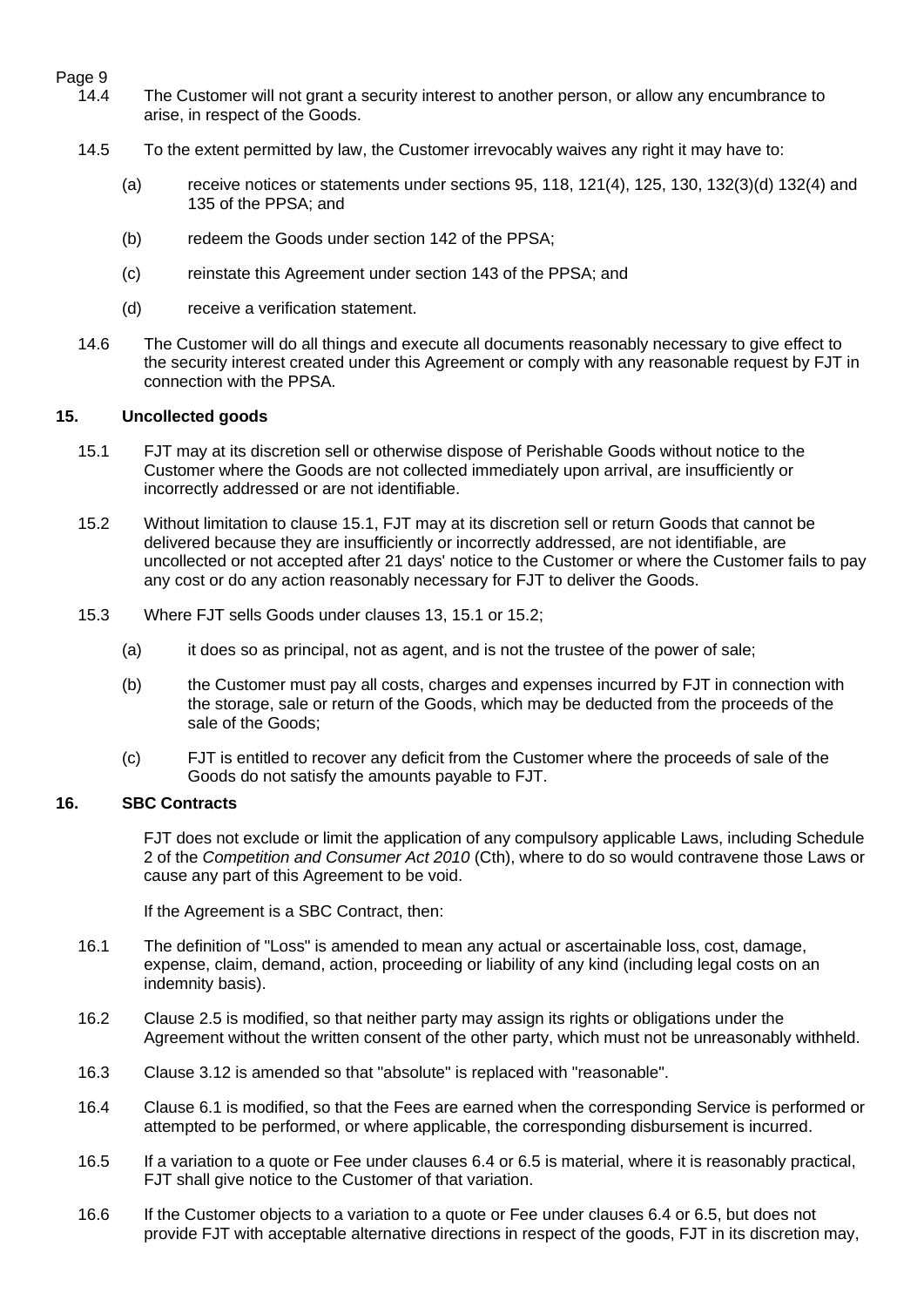14.4 The Customer will not grant a security interest to another person, or allow any encumbrance to arise, in respect of the Goods.

14.5 To the extent permitted by law, the Customer irrevocably waives any right it may have to:

(a) receive notices or statements under sections 95, 118, 121(4), 125, 130, 132(3)(d) 132(4) and 135 of the PPSA; and

(b) redeem the Goods under section 142 of the PPSA;

(c) reinstate this Agreement under section 143 of the PPSA; and

(d) receive a verification statement.

14.6 The Customer will do all things and execute all documents reasonably necessary to give effect to the security interest created under this Agreement or comply with any reasonable request by FJT in connection with the PPSA.

## 15. Uncollected goods

15.1 FJT may at its discretion sell or otherwise dispose of Perishable Goods without notice to the Customer where the Goods are not collected immediately upon arrival, are insufficiently or incorrectly addressed or are not identifiable.

15.2 Without limitation to clause 15.1, FJT may at its discretion sell or return Goods that cannot be delivered because they are insufficiently or incorrectly addressed, are not identifiable, are uncollected or not accepted after 21 days' notice to the Customer or where the Customer fails to pay any cost or do any action reasonably necessary for FJT to deliver the Goods.

15.3 Where FJT sells Goods under clauses 13, 15.1 or 15.2;

(a) it does so as principal, not as agent, and is not the trustee of the power of sale;

(b) the Customer must pay all costs, charges and expenses incurred by FJT in connection with the storage, sale or return of the Goods, which may be deducted from the proceeds of the sale of the Goods;

(c) FJT is entitled to recover any deficit from the Customer where the proceeds of sale of the Goods do not satisfy the amounts payable to FJT.

## 16. SBC Contracts

FJT does not exclude or limit the application of any compulsory applicable Laws, including Schedule 2 of the *Competition and Consumer Act 2010* (Cth), where to do so would contravene those Laws or cause any part of this Agreement to be void.

If the Agreement is a SBC Contract, then:

16.1 The definition of "Loss" is amended to mean any actual or ascertainable loss, cost, damage, expense, claim, demand, action, proceeding or liability of any kind (including legal costs on an indemnity basis).

16.2 Clause 2.5 is modified, so that neither party may assign its rights or obligations under the Agreement without the written consent of the other party, which must not be unreasonably withheld.

16.3 Clause 3.12 is amended so that "absolute" is replaced with "reasonable".

16.4 Clause 6.1 is modified, so that the Fees are earned when the corresponding Service is performed or attempted to be performed, or where applicable, the corresponding disbursement is incurred.

16.5 If a variation to a quote or Fee under clauses 6.4 or 6.5 is material, where it is reasonably practical, FJT shall give notice to the Customer of that variation.

16.6 If the Customer objects to a variation to a quote or Fee under clauses 6.4 or 6.5, but does not provide FJT with acceptable alternative directions in respect of the goods, FJT in its discretion may,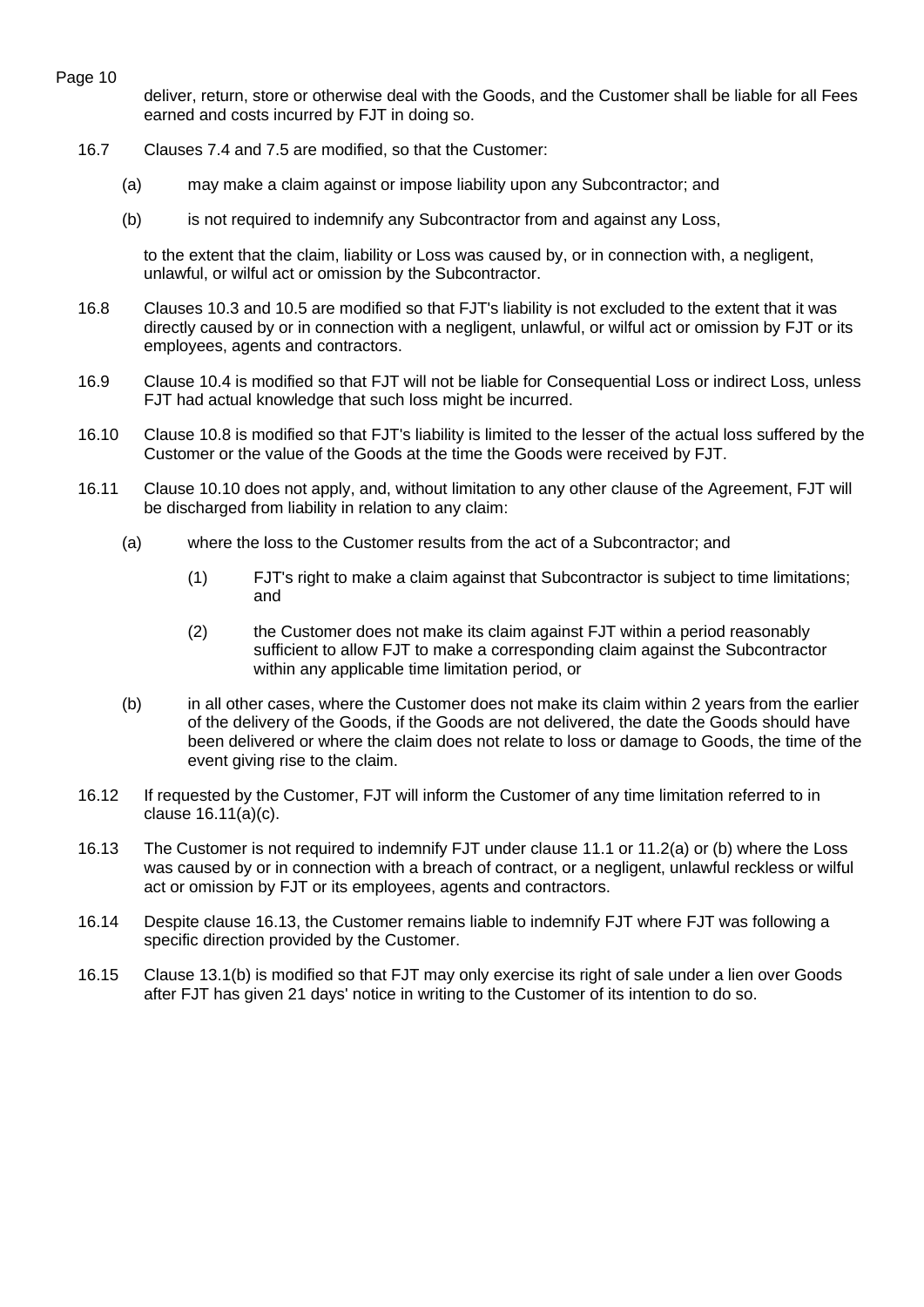deliver, return, store or otherwise deal with the Goods, and the Customer shall be liable for all Fees earned and costs incurred by FJT in doing so.

16.7 Clauses 7.4 and 7.5 are modified, so that the Customer:

(a) may make a claim against or impose liability upon any Subcontractor; and

(b) is not required to indemnify any Subcontractor from and against any Loss,

to the extent that the claim, liability or Loss was caused by, or in connection with, a negligent, unlawful, or wilful act or omission by the Subcontractor.

16.8 Clauses 10.3 and 10.5 are modified so that FJT's liability is not excluded to the extent that it was directly caused by or in connection with a negligent, unlawful, or wilful act or omission by FJT or its employees, agents and contractors.

16.9 Clause 10.4 is modified so that FJT will not be liable for Consequential Loss or indirect Loss, unless FJT had actual knowledge that such loss might be incurred.

16.10 Clause 10.8 is modified so that FJT's liability is limited to the lesser of the actual loss suffered by the Customer or the value of the Goods at the time the Goods were received by FJT.

16.11 Clause 10.10 does not apply, and, without limitation to any other clause of the Agreement, FJT will be discharged from liability in relation to any claim:

(a) where the loss to the Customer results from the act of a Subcontractor; and

(1) FJT's right to make a claim against that Subcontractor is subject to time limitations; and

(2) the Customer does not make its claim against FJT within a period reasonably sufficient to allow FJT to make a corresponding claim against the Subcontractor within any applicable time limitation period, or

(b) in all other cases, where the Customer does not make its claim within 2 years from the earlier of the delivery of the Goods, if the Goods are not delivered, the date the Goods should have been delivered or where the claim does not relate to loss or damage to Goods, the time of the event giving rise to the claim.

16.12 If requested by the Customer, FJT will inform the Customer of any time limitation referred to in clause 16.11(a)(c).

16.13 The Customer is not required to indemnify FJT under clause 11.1 or 11.2(a) or (b) where the Loss was caused by or in connection with a breach of contract, or a negligent, unlawful reckless or wilful act or omission by FJT or its employees, agents and contractors.

16.14 Despite clause 16.13, the Customer remains liable to indemnify FJT where FJT was following a specific direction provided by the Customer.

16.15 Clause 13.1(b) is modified so that FJT may only exercise its right of sale under a lien over Goods after FJT has given 21 days' notice in writing to the Customer of its intention to do so.